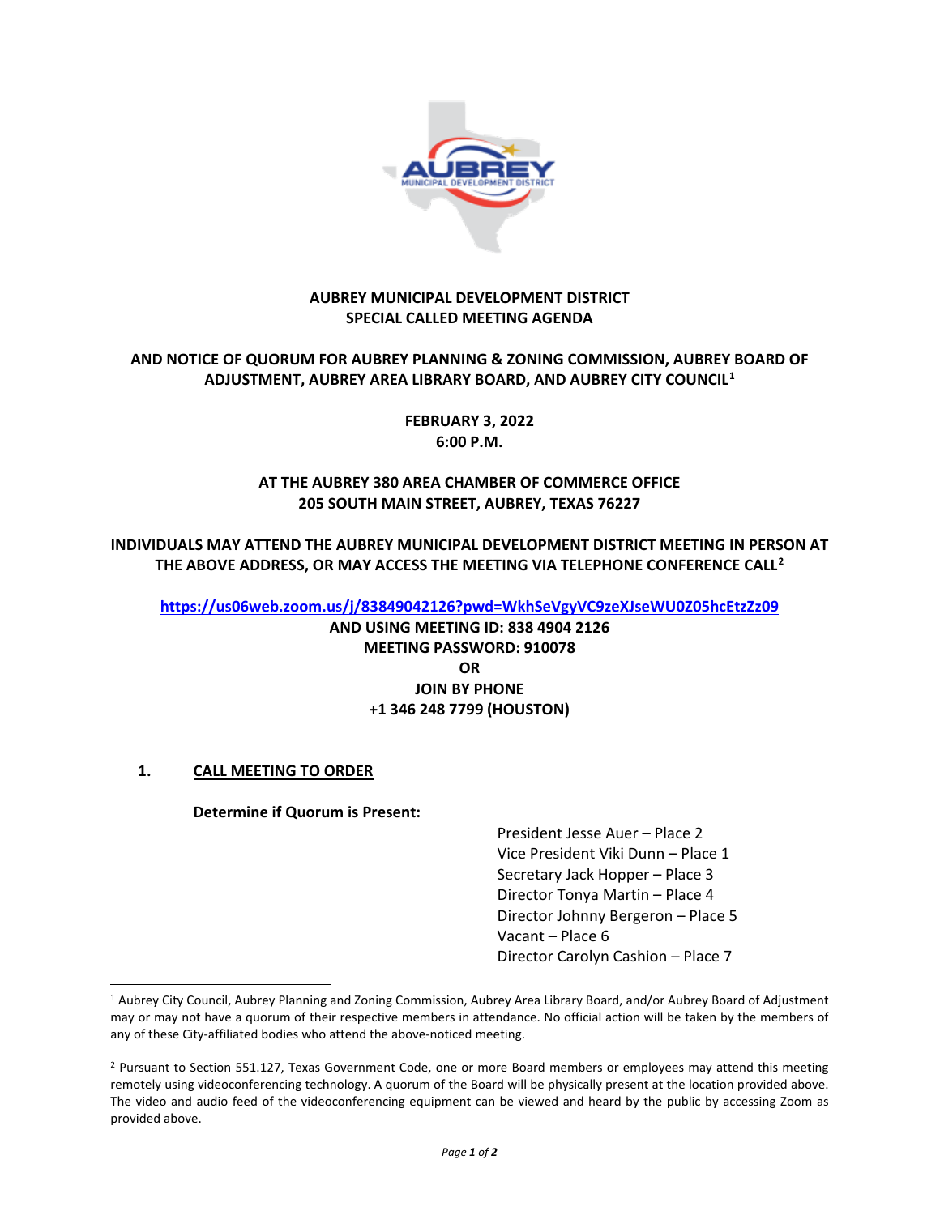# AUBREY MUNICIPAL DEVELOPMENT DISTRICT
## SPECIAL CALLED MEETING AGENDA

**AND NOTICE OF QUORUM FOR AUBREY PLANNING & ZONING COMMISSION, AUBREY BOARD OF ADJUSTMENT, AUBREY AREA LIBRARY BOARD, AND AUBREY CITY COUNCIL[1]**

**FEBRUARY 3, 2022**
**6:00 P.M.**

**AT THE AUBREY 380 AREA CHAMBER OF COMMERCE OFFICE**
**205 SOUTH MAIN STREET, AUBREY, TEXAS 76227**

**INDIVIDUALS MAY ATTEND THE AUBREY MUNICIPAL DEVELOPMENT DISTRICT MEETING IN PERSON AT THE ABOVE ADDRESS, OR MAY ACCESS THE MEETING VIA TELEPHONE CONFERENCE CALL[2]**

**https://us06web.zoom.us/j/83849042126?pwd=WkhSeVgyVC9zeXJseWU0Z05hcEtzZz09**
**AND USING MEETING ID: 838 4904 2126**
**MEETING PASSWORD: 910078**
**OR**
**JOIN BY PHONE**
**+1 346 248 7799 (HOUSTON)**

**1. CALL MEETING TO ORDER**

**Determine if Quorum is Present:**

- President Jesse Auer – Place 2
- Vice President Viki Dunn – Place 1
- Secretary Jack Hopper – Place 3
- Director Tonya Martin – Place 4
- Director Johnny Bergeron – Place 5
- Vacant – Place 6
- Director Carolyn Cashion – Place 7

---

[1] Aubrey City Council, Aubrey Planning and Zoning Commission, Aubrey Area Library Board, and/or Aubrey Board of Adjustment may or may not have a quorum of their respective members in attendance. No official action will be taken by the members of any of these City-affiliated bodies who attend the above-noticed meeting.

[2] Pursuant to Section 551.127, Texas Government Code, one or more Board members or employees may attend this meeting remotely using videoconferencing technology. A quorum of the Board will be physically present at the location provided above. The video and audio feed of the videoconferencing equipment can be viewed and heard by the public by accessing Zoom as provided above.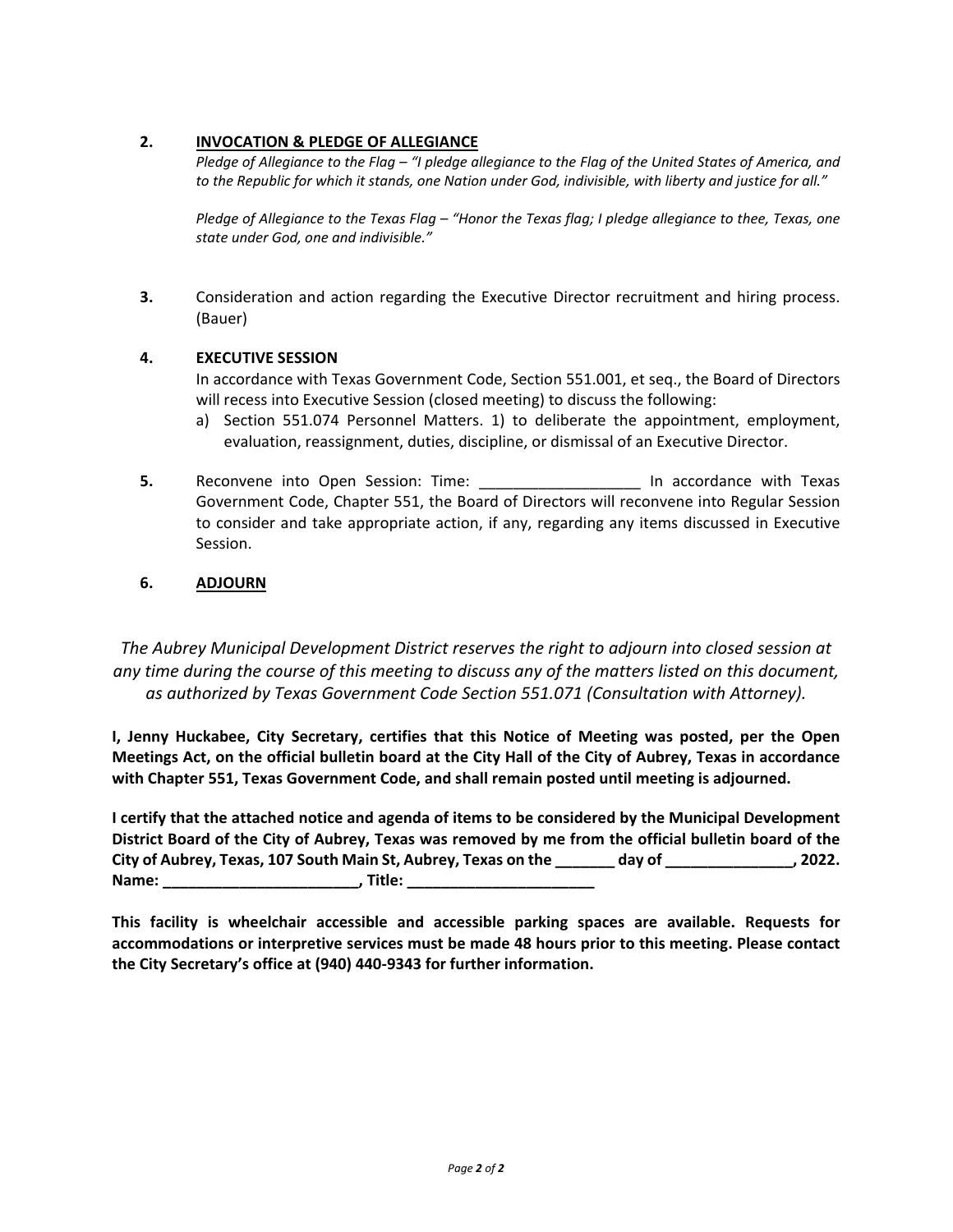2. **<u>INVOCATION & PLEDGE OF ALLEGIANCE</u>**

   *Pledge of Allegiance to the Flag – "I pledge allegiance to the Flag of the United States of America, and to the Republic for which it stands, one Nation under God, indivisible, with liberty and justice for all."*

   *Pledge of Allegiance to the Texas Flag – "Honor the Texas flag; I pledge allegiance to thee, Texas, one state under God, one and indivisible."*

3. Consideration and action regarding the Executive Director recruitment and hiring process. (Bauer)

4. **EXECUTIVE SESSION**

   In accordance with Texas Government Code, Section 551.001, et seq., the Board of Directors will recess into Executive Session (closed meeting) to discuss the following:

   a) Section 551.074 Personnel Matters. 1) to deliberate the appointment, employment, evaluation, reassignment, duties, discipline, or dismissal of an Executive Director.

5. Reconvene into Open Session: Time: ___________________ In accordance with Texas Government Code, Chapter 551, the Board of Directors will reconvene into Regular Session to consider and take appropriate action, if any, regarding any items discussed in Executive Session.

6. **<u>ADJOURN</u>**

*The Aubrey Municipal Development District reserves the right to adjourn into closed session at any time during the course of this meeting to discuss any of the matters listed on this document, as authorized by Texas Government Code Section 551.071 (Consultation with Attorney).*

**I, Jenny Huckabee, City Secretary, certifies that this Notice of Meeting was posted, per the Open Meetings Act, on the official bulletin board at the City Hall of the City of Aubrey, Texas in accordance with Chapter 551, Texas Government Code, and shall remain posted until meeting is adjourned.**

**I certify that the attached notice and agenda of items to be considered by the Municipal Development District Board of the City of Aubrey, Texas was removed by me from the official bulletin board of the City of Aubrey, Texas, 107 South Main St, Aubrey, Texas on the _______ day of _______________, 2022. Name: _______________________, Title: ______________________**

**This facility is wheelchair accessible and accessible parking spaces are available. Requests for accommodations or interpretive services must be made 48 hours prior to this meeting. Please contact the City Secretary's office at (940) 440-9343 for further information.**